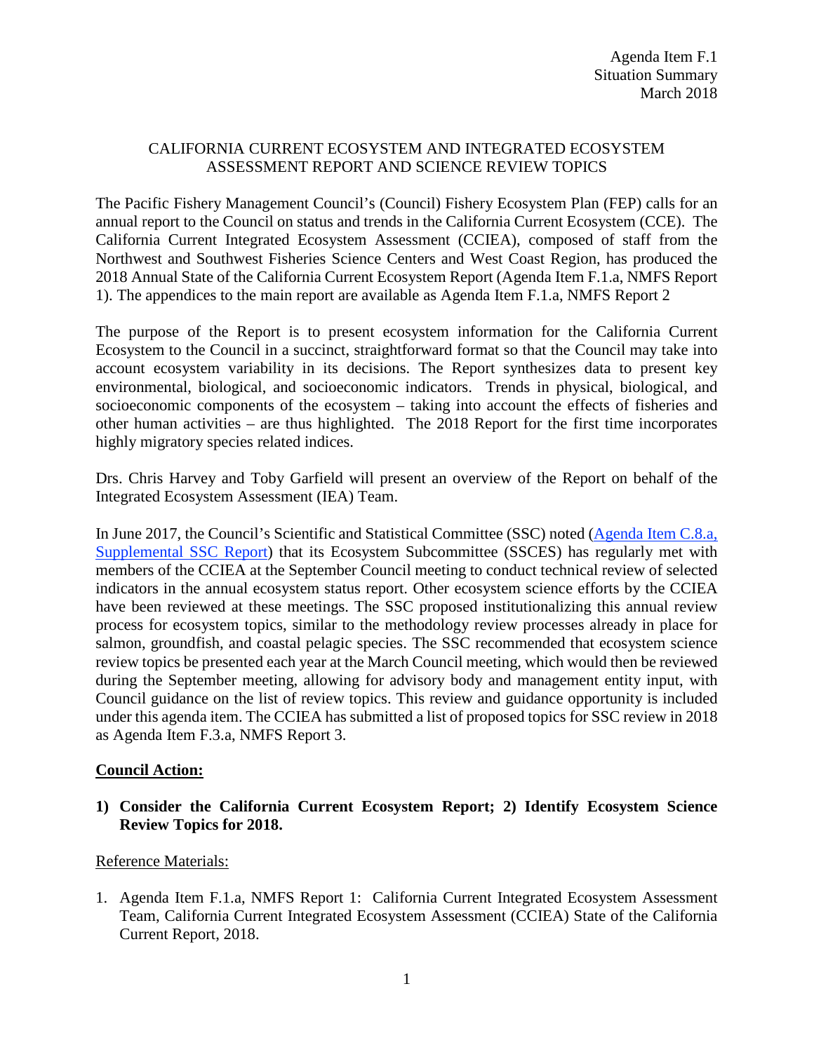Agenda Item F.1
Situation Summary
March 2018

# CALIFORNIA CURRENT ECOSYSTEM AND INTEGRATED ECOSYSTEM ASSESSMENT REPORT AND SCIENCE REVIEW TOPICS

The Pacific Fishery Management Council's (Council) Fishery Ecosystem Plan (FEP) calls for an annual report to the Council on status and trends in the California Current Ecosystem (CCE). The California Current Integrated Ecosystem Assessment (CCIEA), composed of staff from the Northwest and Southwest Fisheries Science Centers and West Coast Region, has produced the 2018 Annual State of the California Current Ecosystem Report (Agenda Item F.1.a, NMFS Report 1). The appendices to the main report are available as Agenda Item F.1.a, NMFS Report 2

The purpose of the Report is to present ecosystem information for the California Current Ecosystem to the Council in a succinct, straightforward format so that the Council may take into account ecosystem variability in its decisions. The Report synthesizes data to present key environmental, biological, and socioeconomic indicators. Trends in physical, biological, and socioeconomic components of the ecosystem – taking into account the effects of fisheries and other human activities – are thus highlighted. The 2018 Report for the first time incorporates highly migratory species related indices.

Drs. Chris Harvey and Toby Garfield will present an overview of the Report on behalf of the Integrated Ecosystem Assessment (IEA) Team.

In June 2017, the Council's Scientific and Statistical Committee (SSC) noted (Agenda Item C.8.a, Supplemental SSC Report) that its Ecosystem Subcommittee (SSCES) has regularly met with members of the CCIEA at the September Council meeting to conduct technical review of selected indicators in the annual ecosystem status report. Other ecosystem science efforts by the CCIEA have been reviewed at these meetings. The SSC proposed institutionalizing this annual review process for ecosystem topics, similar to the methodology review processes already in place for salmon, groundfish, and coastal pelagic species. The SSC recommended that ecosystem science review topics be presented each year at the March Council meeting, which would then be reviewed during the September meeting, allowing for advisory body and management entity input, with Council guidance on the list of review topics. This review and guidance opportunity is included under this agenda item. The CCIEA has submitted a list of proposed topics for SSC review in 2018 as Agenda Item F.3.a, NMFS Report 3.

**Council Action:**

**1) Consider the California Current Ecosystem Report; 2) Identify Ecosystem Science Review Topics for 2018.**

Reference Materials:

1. Agenda Item F.1.a, NMFS Report 1: California Current Integrated Ecosystem Assessment Team, California Current Integrated Ecosystem Assessment (CCIEA) State of the California Current Report, 2018.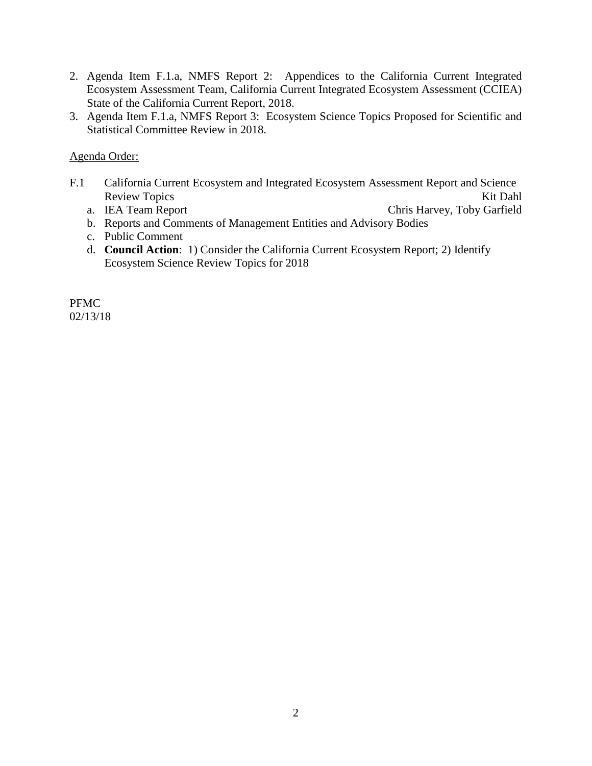2. Agenda Item F.1.a, NMFS Report 2: Appendices to the California Current Integrated Ecosystem Assessment Team, California Current Integrated Ecosystem Assessment (CCIEA) State of the California Current Report, 2018.
3. Agenda Item F.1.a, NMFS Report 3: Ecosystem Science Topics Proposed for Scientific and Statistical Committee Review in 2018.

Agenda Order:

F.1 California Current Ecosystem and Integrated Ecosystem Assessment Report and Science Review Topics — Kit Dahl

a. IEA Team Report — Chris Harvey, Toby Garfield
b. Reports and Comments of Management Entities and Advisory Bodies
c. Public Comment
d. **Council Action**: 1) Consider the California Current Ecosystem Report; 2) Identify Ecosystem Science Review Topics for 2018

PFMC
02/13/18